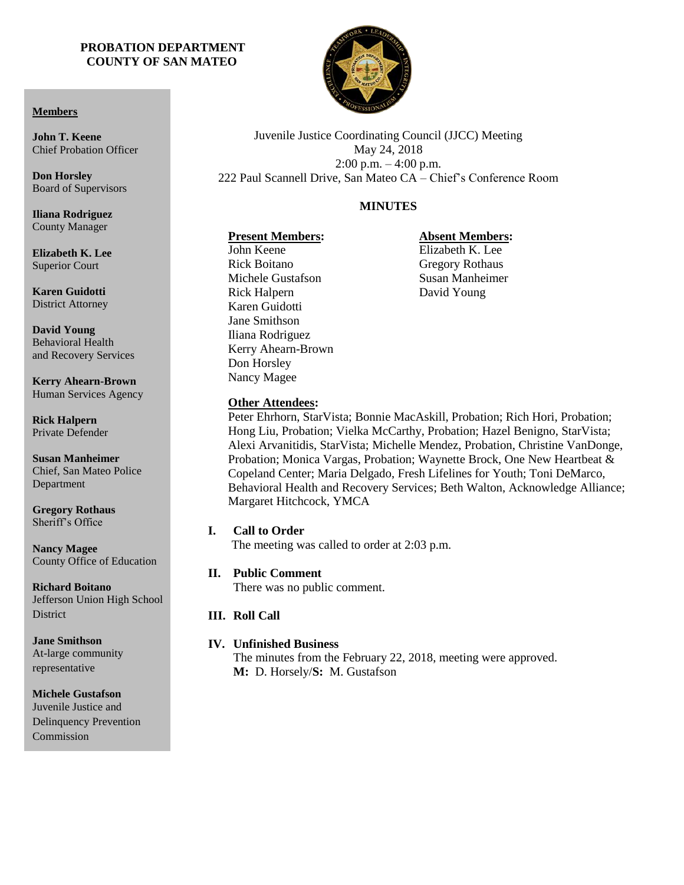**PROBATION DEPARTMENT**
**COUNTY OF SAN MATEO**

**Members**

**John T. Keene**
Chief Probation Officer

**Don Horsley**
Board of Supervisors

**Iliana Rodriguez**
County Manager

**Elizabeth K. Lee**
Superior Court

**Karen Guidotti**
District Attorney

**David Young**
Behavioral Health and Recovery Services

**Kerry Ahearn-Brown**
Human Services Agency

**Rick Halpern**
Private Defender

**Susan Manheimer**
Chief, San Mateo Police Department

**Gregory Rothaus**
Sheriff's Office

**Nancy Magee**
County Office of Education

**Richard Boitano**
Jefferson Union High School District

**Jane Smithson**
At-large community representative

**Michele Gustafson**
Juvenile Justice and Delinquency Prevention Commission

Juvenile Justice Coordinating Council (JJCC) Meeting
May 24, 2018
2:00 p.m. – 4:00 p.m.
222 Paul Scannell Drive, San Mateo CA – Chief's Conference Room

## MINUTES

**Present Members:**
John Keene
Rick Boitano
Michele Gustafson
Rick Halpern
Karen Guidotti
Jane Smithson
Iliana Rodriguez
Kerry Ahearn-Brown
Don Horsley
Nancy Magee

**Absent Members:**
Elizabeth K. Lee
Gregory Rothaus
Susan Manheimer
David Young

**Other Attendees:**
Peter Ehrhorn, StarVista; Bonnie MacAskill, Probation; Rich Hori, Probation; Hong Liu, Probation; Vielka McCarthy, Probation; Hazel Benigno, StarVista; Alexi Arvanitidis, StarVista; Michelle Mendez, Probation, Christine VanDonge, Probation; Monica Vargas, Probation; Waynette Brock, One New Heartbeat & Copeland Center; Maria Delgado, Fresh Lifelines for Youth; Toni DeMarco, Behavioral Health and Recovery Services; Beth Walton, Acknowledge Alliance; Margaret Hitchcock, YMCA

**I. Call to Order**
The meeting was called to order at 2:03 p.m.

**II. Public Comment**
There was no public comment.

**III. Roll Call**

**IV. Unfinished Business**
The minutes from the February 22, 2018, meeting were approved.
**M:** D. Horsely/**S:** M. Gustafson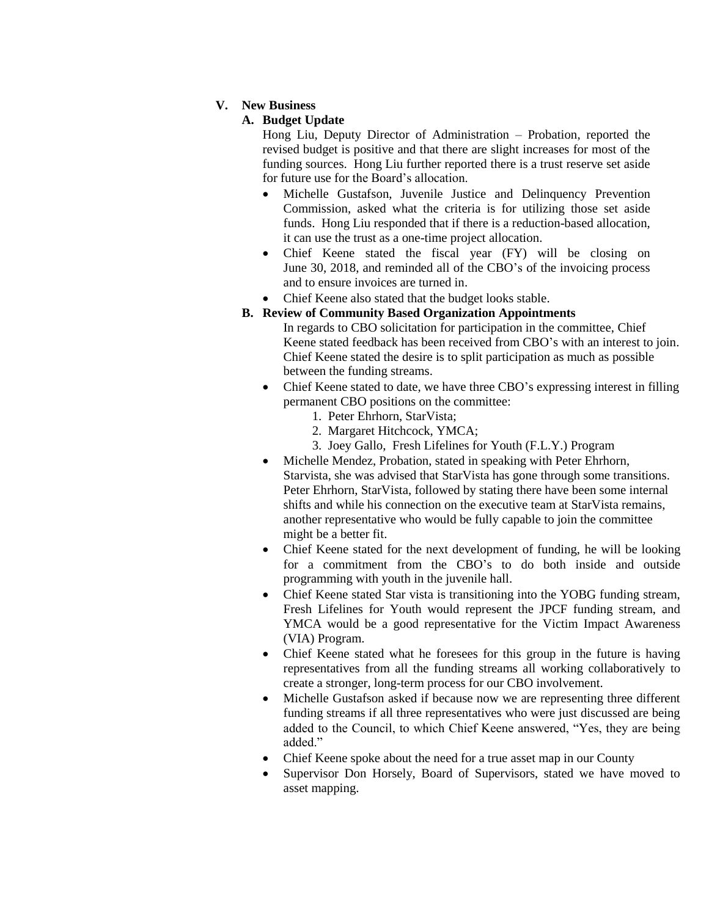## V. New Business

### A. Budget Update

Hong Liu, Deputy Director of Administration – Probation, reported the revised budget is positive and that there are slight increases for most of the funding sources. Hong Liu further reported there is a trust reserve set aside for future use for the Board's allocation.

- Michelle Gustafson, Juvenile Justice and Delinquency Prevention Commission, asked what the criteria is for utilizing those set aside funds. Hong Liu responded that if there is a reduction-based allocation, it can use the trust as a one-time project allocation.
- Chief Keene stated the fiscal year (FY) will be closing on June 30, 2018, and reminded all of the CBO's of the invoicing process and to ensure invoices are turned in.
- Chief Keene also stated that the budget looks stable.

### B. Review of Community Based Organization Appointments

In regards to CBO solicitation for participation in the committee, Chief Keene stated feedback has been received from CBO's with an interest to join. Chief Keene stated the desire is to split participation as much as possible between the funding streams.

- Chief Keene stated to date, we have three CBO's expressing interest in filling permanent CBO positions on the committee:
  1. Peter Ehrhorn, StarVista;
  2. Margaret Hitchcock, YMCA;
  3. Joey Gallo, Fresh Lifelines for Youth (F.L.Y.) Program
- Michelle Mendez, Probation, stated in speaking with Peter Ehrhorn, Starvista, she was advised that StarVista has gone through some transitions. Peter Ehrhorn, StarVista, followed by stating there have been some internal shifts and while his connection on the executive team at StarVista remains, another representative who would be fully capable to join the committee might be a better fit.
- Chief Keene stated for the next development of funding, he will be looking for a commitment from the CBO's to do both inside and outside programming with youth in the juvenile hall.
- Chief Keene stated Star vista is transitioning into the YOBG funding stream, Fresh Lifelines for Youth would represent the JPCF funding stream, and YMCA would be a good representative for the Victim Impact Awareness (VIA) Program.
- Chief Keene stated what he foresees for this group in the future is having representatives from all the funding streams all working collaboratively to create a stronger, long-term process for our CBO involvement.
- Michelle Gustafson asked if because now we are representing three different funding streams if all three representatives who were just discussed are being added to the Council, to which Chief Keene answered, "Yes, they are being added."
- Chief Keene spoke about the need for a true asset map in our County
- Supervisor Don Horsely, Board of Supervisors, stated we have moved to asset mapping.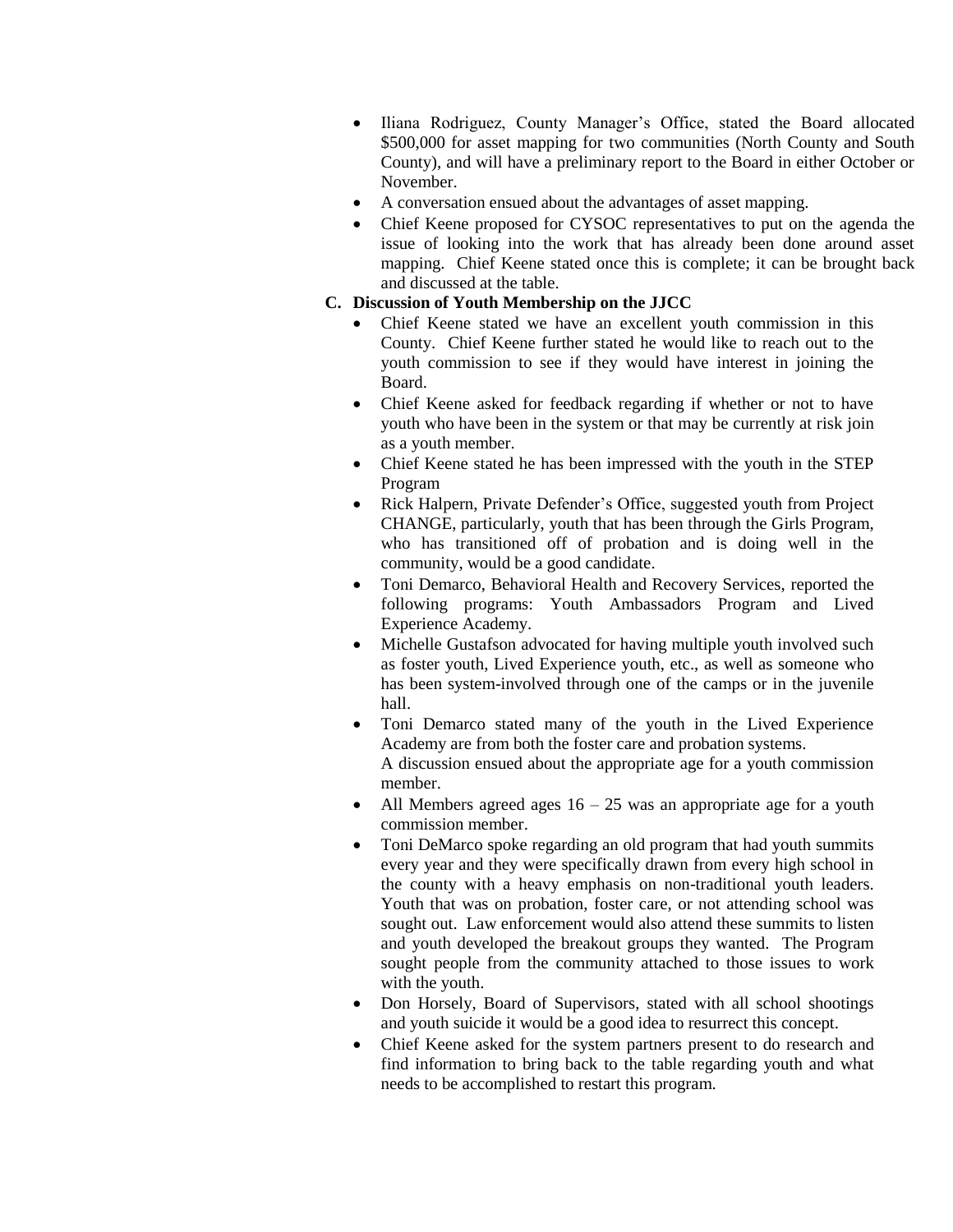- Iliana Rodriguez, County Manager's Office, stated the Board allocated $500,000 for asset mapping for two communities (North County and South County), and will have a preliminary report to the Board in either October or November.
- A conversation ensued about the advantages of asset mapping.
- Chief Keene proposed for CYSOC representatives to put on the agenda the issue of looking into the work that has already been done around asset mapping. Chief Keene stated once this is complete; it can be brought back and discussed at the table.

**C. Discussion of Youth Membership on the JJCC**

- Chief Keene stated we have an excellent youth commission in this County. Chief Keene further stated he would like to reach out to the youth commission to see if they would have interest in joining the Board.
- Chief Keene asked for feedback regarding if whether or not to have youth who have been in the system or that may be currently at risk join as a youth member.
- Chief Keene stated he has been impressed with the youth in the STEP Program
- Rick Halpern, Private Defender's Office, suggested youth from Project CHANGE, particularly, youth that has been through the Girls Program, who has transitioned off of probation and is doing well in the community, would be a good candidate.
- Toni Demarco, Behavioral Health and Recovery Services, reported the following programs: Youth Ambassadors Program and Lived Experience Academy.
- Michelle Gustafson advocated for having multiple youth involved such as foster youth, Lived Experience youth, etc., as well as someone who has been system-involved through one of the camps or in the juvenile hall.
- Toni Demarco stated many of the youth in the Lived Experience Academy are from both the foster care and probation systems.
  A discussion ensued about the appropriate age for a youth commission member.
- All Members agreed ages 16 – 25 was an appropriate age for a youth commission member.
- Toni DeMarco spoke regarding an old program that had youth summits every year and they were specifically drawn from every high school in the county with a heavy emphasis on non-traditional youth leaders. Youth that was on probation, foster care, or not attending school was sought out. Law enforcement would also attend these summits to listen and youth developed the breakout groups they wanted. The Program sought people from the community attached to those issues to work with the youth.
- Don Horsely, Board of Supervisors, stated with all school shootings and youth suicide it would be a good idea to resurrect this concept.
- Chief Keene asked for the system partners present to do research and find information to bring back to the table regarding youth and what needs to be accomplished to restart this program.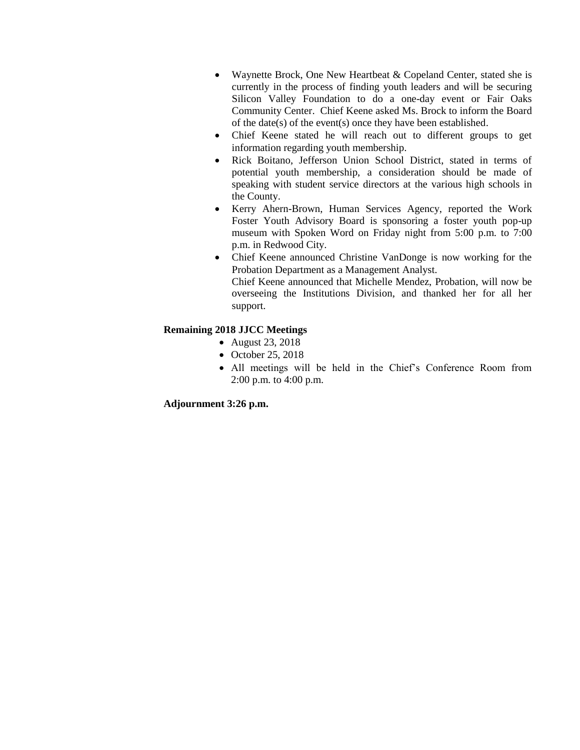- Waynette Brock, One New Heartbeat & Copeland Center, stated she is currently in the process of finding youth leaders and will be securing Silicon Valley Foundation to do a one-day event or Fair Oaks Community Center. Chief Keene asked Ms. Brock to inform the Board of the date(s) of the event(s) once they have been established.
- Chief Keene stated he will reach out to different groups to get information regarding youth membership.
- Rick Boitano, Jefferson Union School District, stated in terms of potential youth membership, a consideration should be made of speaking with student service directors at the various high schools in the County.
- Kerry Ahern-Brown, Human Services Agency, reported the Work Foster Youth Advisory Board is sponsoring a foster youth pop-up museum with Spoken Word on Friday night from 5:00 p.m. to 7:00 p.m. in Redwood City.
- Chief Keene announced Christine VanDonge is now working for the Probation Department as a Management Analyst.
  Chief Keene announced that Michelle Mendez, Probation, will now be overseeing the Institutions Division, and thanked her for all her support.

**Remaining 2018 JJCC Meetings**

- August 23, 2018
- October 25, 2018
- All meetings will be held in the Chief's Conference Room from 2:00 p.m. to 4:00 p.m.

**Adjournment 3:26 p.m.**